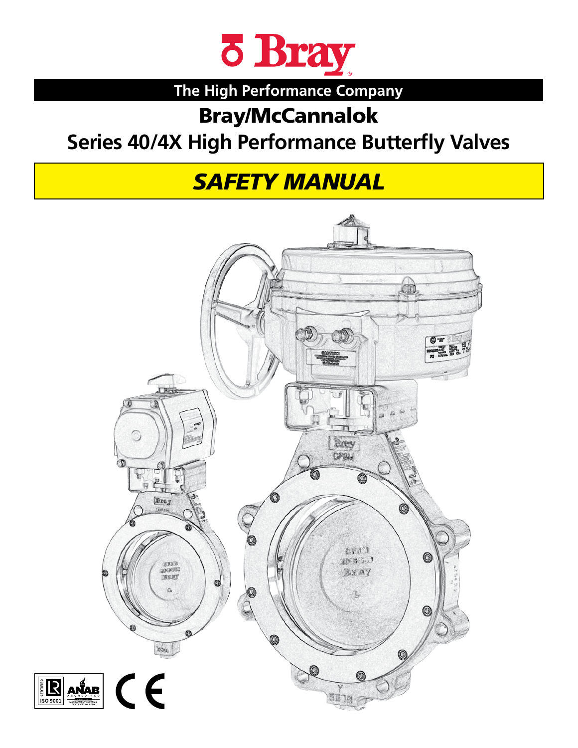# Bray

The High Performance Company

## Bray/McCannalok

## Series 40/4X High Performance Butterfly Valves

# *SAFETY MANUAL*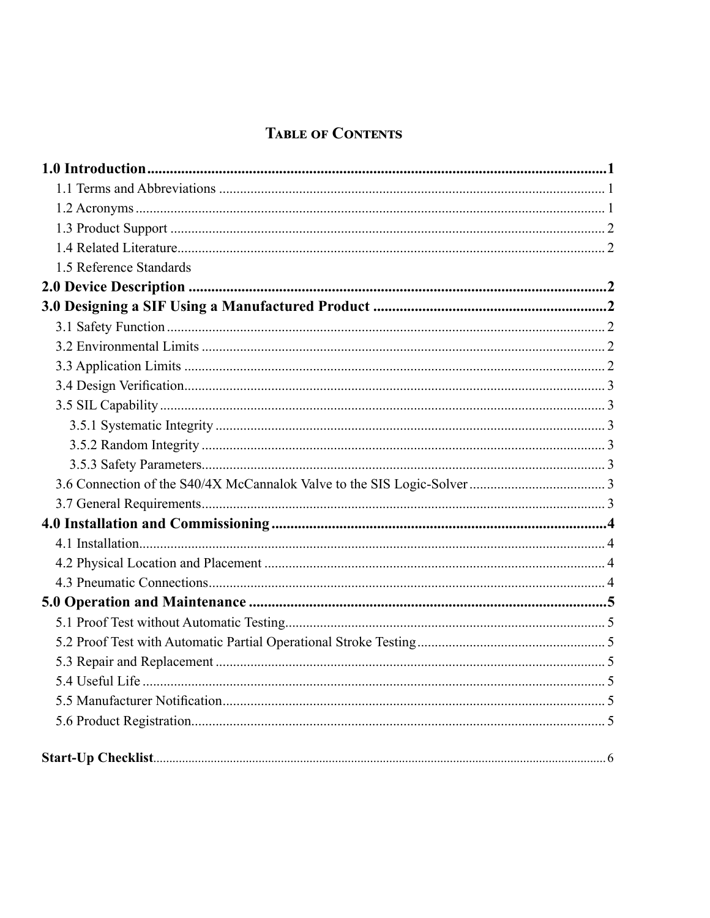# Table of Contents

**1.0 Introduction** ........................................................................................................................1

- 1.1 Terms and Abbreviations ........................................................................................................ 1
- 1.2 Acronyms ................................................................................................................................ 1
- 1.3 Product Support ...................................................................................................................... 2
- 1.4 Related Literature.................................................................................................................... 2
- 1.5 Reference Standards

**2.0 Device Description** ...............................................................................................................2

**3.0 Designing a SIF Using a Manufactured Product** ..............................................................2

- 3.1 Safety Function ........................................................................................................................ 2
- 3.2 Environmental Limits .............................................................................................................. 2
- 3.3 Application Limits ................................................................................................................... 2
- 3.4 Design Verification................................................................................................................... 3
- 3.5 SIL Capability .......................................................................................................................... 3
  - 3.5.1 Systematic Integrity ........................................................................................................... 3
  - 3.5.2 Random Integrity .............................................................................................................. 3
  - 3.5.3 Safety Parameters.............................................................................................................. 3
- 3.6 Connection of the S40/4X McCannalok Valve to the SIS Logic-Solver ....................................... 3
- 3.7 General Requirements.............................................................................................................. 3

**4.0 Installation and Commissioning** .........................................................................................4

- 4.1 Installation................................................................................................................................ 4
- 4.2 Physical Location and Placement ............................................................................................ 4
- 4.3 Pneumatic Connections............................................................................................................ 4

**5.0 Operation and Maintenance** ................................................................................................5

- 5.1 Proof Test without Automatic Testing....................................................................................... 5
- 5.2 Proof Test with Automatic Partial Operational Stroke Testing ................................................. 5
- 5.3 Repair and Replacement .......................................................................................................... 5
- 5.4 Useful Life ............................................................................................................................... 5
- 5.5 Manufacturer Notification........................................................................................................ 5
- 5.6 Product Registration................................................................................................................. 5

**Start-Up Checklist** ....................................................................................................................... 6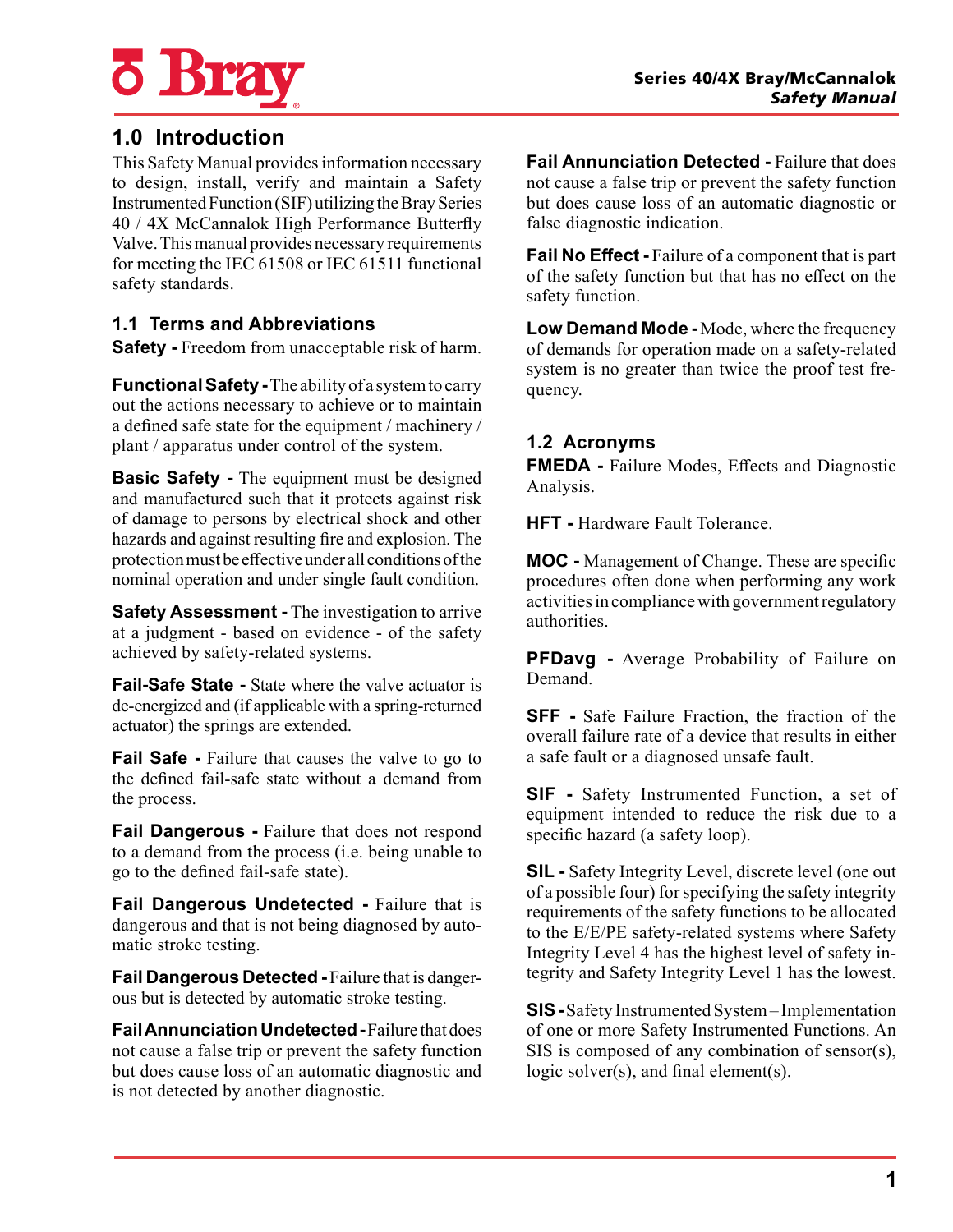## 1.0 Introduction

This Safety Manual provides information necessary to design, install, verify and maintain a Safety Instrumented Function (SIF) utilizing the Bray Series 40 / 4X McCannalok High Performance Butterfly Valve. This manual provides necessary requirements for meeting the IEC 61508 or IEC 61511 functional safety standards.

### 1.1 Terms and Abbreviations

**Safety -** Freedom from unacceptable risk of harm.

**Functional Safety -** The ability of a system to carry out the actions necessary to achieve or to maintain a defined safe state for the equipment / machinery / plant / apparatus under control of the system.

**Basic Safety -** The equipment must be designed and manufactured such that it protects against risk of damage to persons by electrical shock and other hazards and against resulting fire and explosion. The protection must be effective under all conditions of the nominal operation and under single fault condition.

**Safety Assessment -** The investigation to arrive at a judgment - based on evidence - of the safety achieved by safety-related systems.

**Fail-Safe State -** State where the valve actuator is de-energized and (if applicable with a spring-returned actuator) the springs are extended.

**Fail Safe -** Failure that causes the valve to go to the defined fail-safe state without a demand from the process.

**Fail Dangerous -** Failure that does not respond to a demand from the process (i.e. being unable to go to the defined fail-safe state).

**Fail Dangerous Undetected -** Failure that is dangerous and that is not being diagnosed by automatic stroke testing.

**Fail Dangerous Detected -** Failure that is dangerous but is detected by automatic stroke testing.

**Fail Annunciation Undetected -** Failure that does not cause a false trip or prevent the safety function but does cause loss of an automatic diagnostic and is not detected by another diagnostic.

**Fail Annunciation Detected -** Failure that does not cause a false trip or prevent the safety function but does cause loss of an automatic diagnostic or false diagnostic indication.

**Fail No Effect -** Failure of a component that is part of the safety function but that has no effect on the safety function.

**Low Demand Mode -** Mode, where the frequency of demands for operation made on a safety-related system is no greater than twice the proof test frequency.

### 1.2 Acronyms

**FMEDA -** Failure Modes, Effects and Diagnostic Analysis.

**HFT -** Hardware Fault Tolerance.

**MOC -** Management of Change. These are specific procedures often done when performing any work activities in compliance with government regulatory authorities.

**PFDavg -** Average Probability of Failure on Demand.

**SFF -** Safe Failure Fraction, the fraction of the overall failure rate of a device that results in either a safe fault or a diagnosed unsafe fault.

**SIF -** Safety Instrumented Function, a set of equipment intended to reduce the risk due to a specific hazard (a safety loop).

**SIL -** Safety Integrity Level, discrete level (one out of a possible four) for specifying the safety integrity requirements of the safety functions to be allocated to the E/E/PE safety-related systems where Safety Integrity Level 4 has the highest level of safety integrity and Safety Integrity Level 1 has the lowest.

**SIS -** Safety Instrumented System – Implementation of one or more Safety Instrumented Functions. An SIS is composed of any combination of sensor(s), logic solver(s), and final element(s).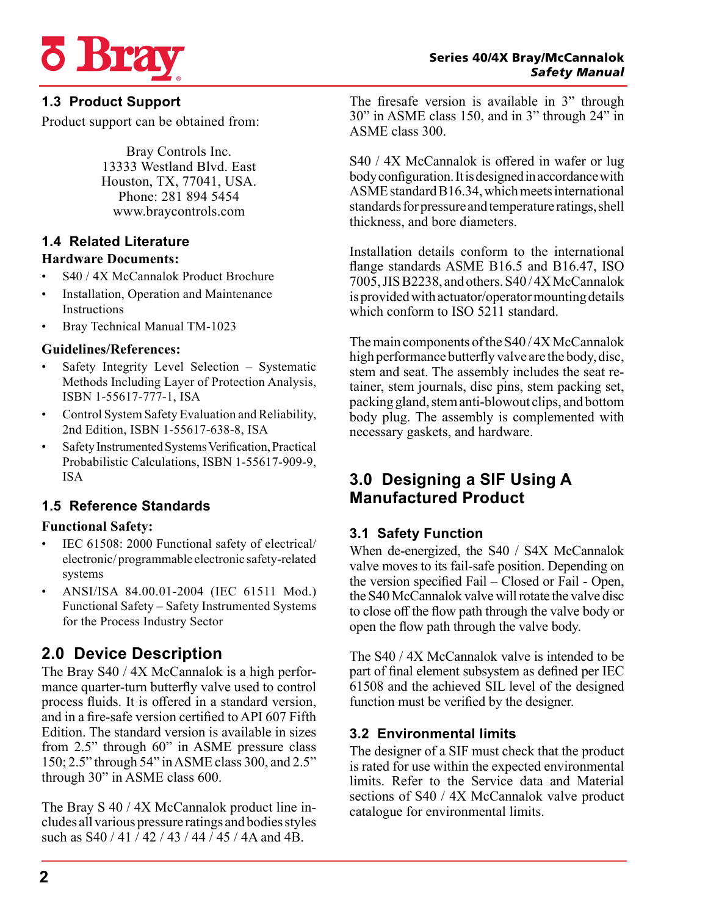## 1.3 Product Support

Product support can be obtained from:

Bray Controls Inc.
13333 Westland Blvd. East
Houston, TX, 77041, USA.
Phone: 281 894 5454
www.braycontrols.com

## 1.4 Related Literature

**Hardware Documents:**

- S40 / 4X McCannalok Product Brochure
- Installation, Operation and Maintenance Instructions
- Bray Technical Manual TM-1023

**Guidelines/References:**

- Safety Integrity Level Selection – Systematic Methods Including Layer of Protection Analysis, ISBN 1-55617-777-1, ISA
- Control System Safety Evaluation and Reliability, 2nd Edition, ISBN 1-55617-638-8, ISA
- Safety Instrumented Systems Verification, Practical Probabilistic Calculations, ISBN 1-55617-909-9, ISA

## 1.5 Reference Standards

**Functional Safety:**

- IEC 61508: 2000 Functional safety of electrical/ electronic/ programmable electronic safety-related systems
- ANSI/ISA 84.00.01-2004 (IEC 61511 Mod.) Functional Safety – Safety Instrumented Systems for the Process Industry Sector

# 2.0 Device Description

The Bray S40 / 4X McCannalok is a high performance quarter-turn butterfly valve used to control process fluids. It is offered in a standard version, and in a fire-safe version certified to API 607 Fifth Edition. The standard version is available in sizes from 2.5" through 60" in ASME pressure class 150; 2.5" through 54" in ASME class 300, and 2.5" through 30" in ASME class 600.

The Bray S 40 / 4X McCannalok product line includes all various pressure ratings and bodies styles such as S40 / 41 / 42 / 43 / 44 / 45 / 4A and 4B.

The firesafe version is available in 3" through 30" in ASME class 150, and in 3" through 24" in ASME class 300.

S40 / 4X McCannalok is offered in wafer or lug body configuration. It is designed in accordance with ASME standard B16.34, which meets international standards for pressure and temperature ratings, shell thickness, and bore diameters.

Installation details conform to the international flange standards ASME B16.5 and B16.47, ISO 7005, JIS B2238, and others. S40 / 4X McCannalok is provided with actuator/operator mounting details which conform to ISO 5211 standard.

The main components of the S40 / 4X McCannalok high performance butterfly valve are the body, disc, stem and seat. The assembly includes the seat retainer, stem journals, disc pins, stem packing set, packing gland, stem anti-blowout clips, and bottom body plug. The assembly is complemented with necessary gaskets, and hardware.

# 3.0 Designing a SIF Using A Manufactured Product

## 3.1 Safety Function

When de-energized, the S40 / S4X McCannalok valve moves to its fail-safe position. Depending on the version specified Fail – Closed or Fail - Open, the S40 McCannalok valve will rotate the valve disc to close off the flow path through the valve body or open the flow path through the valve body.

The S40 / 4X McCannalok valve is intended to be part of final element subsystem as defined per IEC 61508 and the achieved SIL level of the designed function must be verified by the designer.

## 3.2 Environmental limits

The designer of a SIF must check that the product is rated for use within the expected environmental limits. Refer to the Service data and Material sections of S40 / 4X McCannalok valve product catalogue for environmental limits.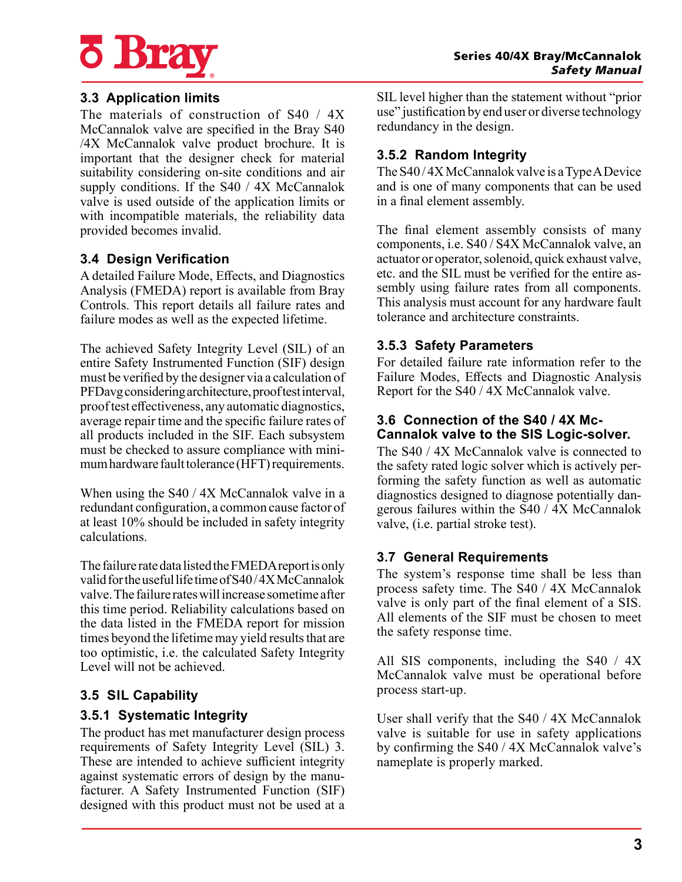## 3.3 Application limits

The materials of construction of S40 / 4X McCannalok valve are specified in the Bray S40 /4X McCannalok valve product brochure. It is important that the designer check for material suitability considering on-site conditions and air supply conditions. If the S40 / 4X McCannalok valve is used outside of the application limits or with incompatible materials, the reliability data provided becomes invalid.

## 3.4 Design Verification

A detailed Failure Mode, Effects, and Diagnostics Analysis (FMEDA) report is available from Bray Controls. This report details all failure rates and failure modes as well as the expected lifetime.

The achieved Safety Integrity Level (SIL) of an entire Safety Instrumented Function (SIF) design must be verified by the designer via a calculation of PFDavg considering architecture, proof test interval, proof test effectiveness, any automatic diagnostics, average repair time and the specific failure rates of all products included in the SIF. Each subsystem must be checked to assure compliance with minimum hardware fault tolerance (HFT) requirements.

When using the S40 / 4X McCannalok valve in a redundant configuration, a common cause factor of at least 10% should be included in safety integrity calculations.

The failure rate data listed the FMEDA report is only valid for the useful life time of S40 / 4X McCannalok valve. The failure rates will increase sometime after this time period. Reliability calculations based on the data listed in the FMEDA report for mission times beyond the lifetime may yield results that are too optimistic, i.e. the calculated Safety Integrity Level will not be achieved.

## 3.5 SIL Capability

### 3.5.1 Systematic Integrity

The product has met manufacturer design process requirements of Safety Integrity Level (SIL) 3. These are intended to achieve sufficient integrity against systematic errors of design by the manufacturer. A Safety Instrumented Function (SIF) designed with this product must not be used at a SIL level higher than the statement without "prior use" justification by end user or diverse technology redundancy in the design.

### 3.5.2 Random Integrity

The S40 / 4X McCannalok valve is a Type A Device and is one of many components that can be used in a final element assembly.

The final element assembly consists of many components, i.e. S40 / S4X McCannalok valve, an actuator or operator, solenoid, quick exhaust valve, etc. and the SIL must be verified for the entire assembly using failure rates from all components. This analysis must account for any hardware fault tolerance and architecture constraints.

### 3.5.3 Safety Parameters

For detailed failure rate information refer to the Failure Modes, Effects and Diagnostic Analysis Report for the S40 / 4X McCannalok valve.

## 3.6 Connection of the S40 / 4X McCannalok valve to the SIS Logic-solver.

The S40 / 4X McCannalok valve is connected to the safety rated logic solver which is actively performing the safety function as well as automatic diagnostics designed to diagnose potentially dangerous failures within the S40 / 4X McCannalok valve, (i.e. partial stroke test).

## 3.7 General Requirements

The system's response time shall be less than process safety time. The S40 / 4X McCannalok valve is only part of the final element of a SIS. All elements of the SIF must be chosen to meet the safety response time.

All SIS components, including the S40 / 4X McCannalok valve must be operational before process start-up.

User shall verify that the S40 / 4X McCannalok valve is suitable for use in safety applications by confirming the S40 / 4X McCannalok valve's nameplate is properly marked.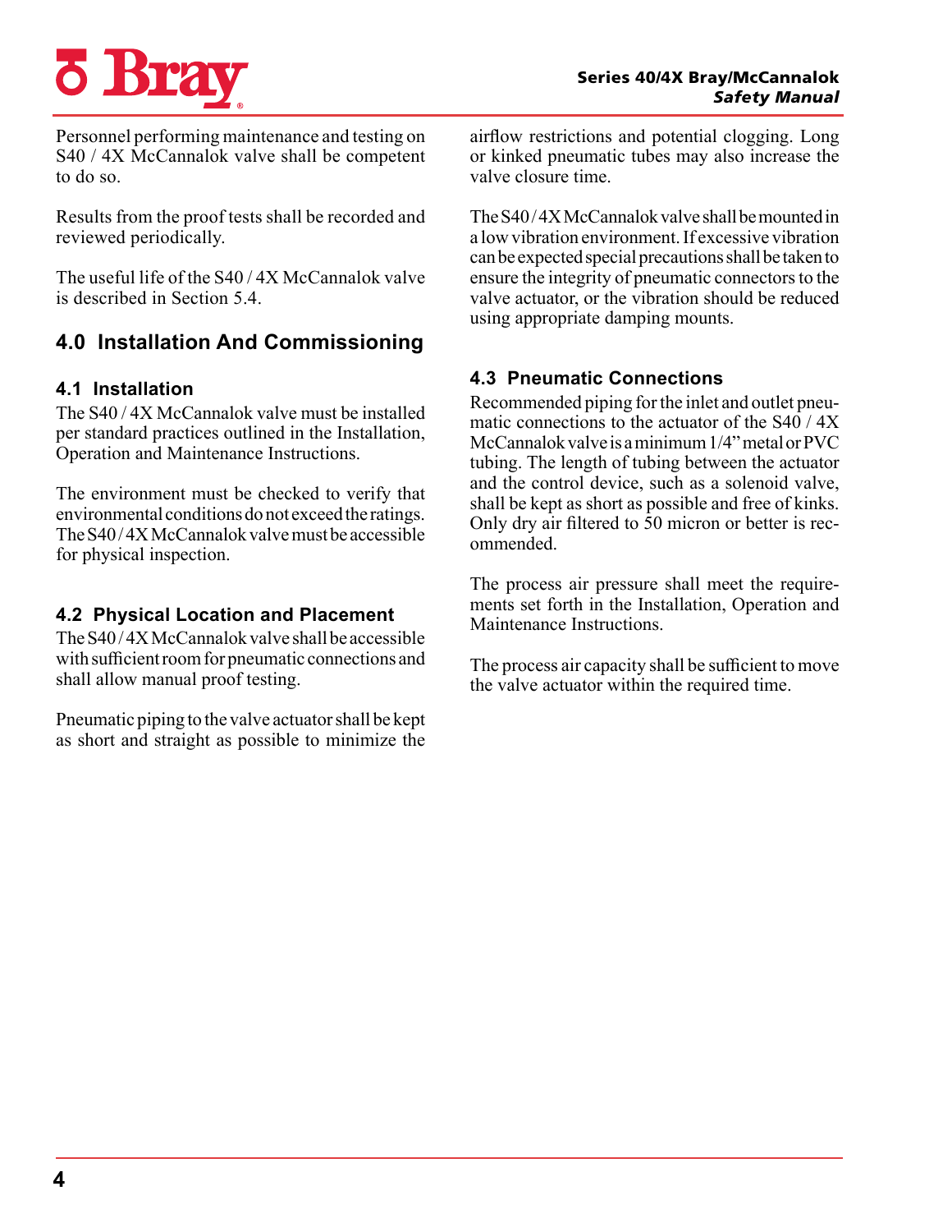Personnel performing maintenance and testing on S40 / 4X McCannalok valve shall be competent to do so.

Results from the proof tests shall be recorded and reviewed periodically.

The useful life of the S40 / 4X McCannalok valve is described in Section 5.4.

## 4.0 Installation And Commissioning

### 4.1 Installation

The S40 / 4X McCannalok valve must be installed per standard practices outlined in the Installation, Operation and Maintenance Instructions.

The environment must be checked to verify that environmental conditions do not exceed the ratings. The S40 / 4X McCannalok valve must be accessible for physical inspection.

### 4.2 Physical Location and Placement

The S40 / 4X McCannalok valve shall be accessible with sufficient room for pneumatic connections and shall allow manual proof testing.

Pneumatic piping to the valve actuator shall be kept as short and straight as possible to minimize the airflow restrictions and potential clogging. Long or kinked pneumatic tubes may also increase the valve closure time.

The S40 / 4X McCannalok valve shall be mounted in a low vibration environment. If excessive vibration can be expected special precautions shall be taken to ensure the integrity of pneumatic connectors to the valve actuator, or the vibration should be reduced using appropriate damping mounts.

### 4.3 Pneumatic Connections

Recommended piping for the inlet and outlet pneumatic connections to the actuator of the S40 / 4X McCannalok valve is a minimum 1/4" metal or PVC tubing. The length of tubing between the actuator and the control device, such as a solenoid valve, shall be kept as short as possible and free of kinks. Only dry air filtered to 50 micron or better is recommended.

The process air pressure shall meet the requirements set forth in the Installation, Operation and Maintenance Instructions.

The process air capacity shall be sufficient to move the valve actuator within the required time.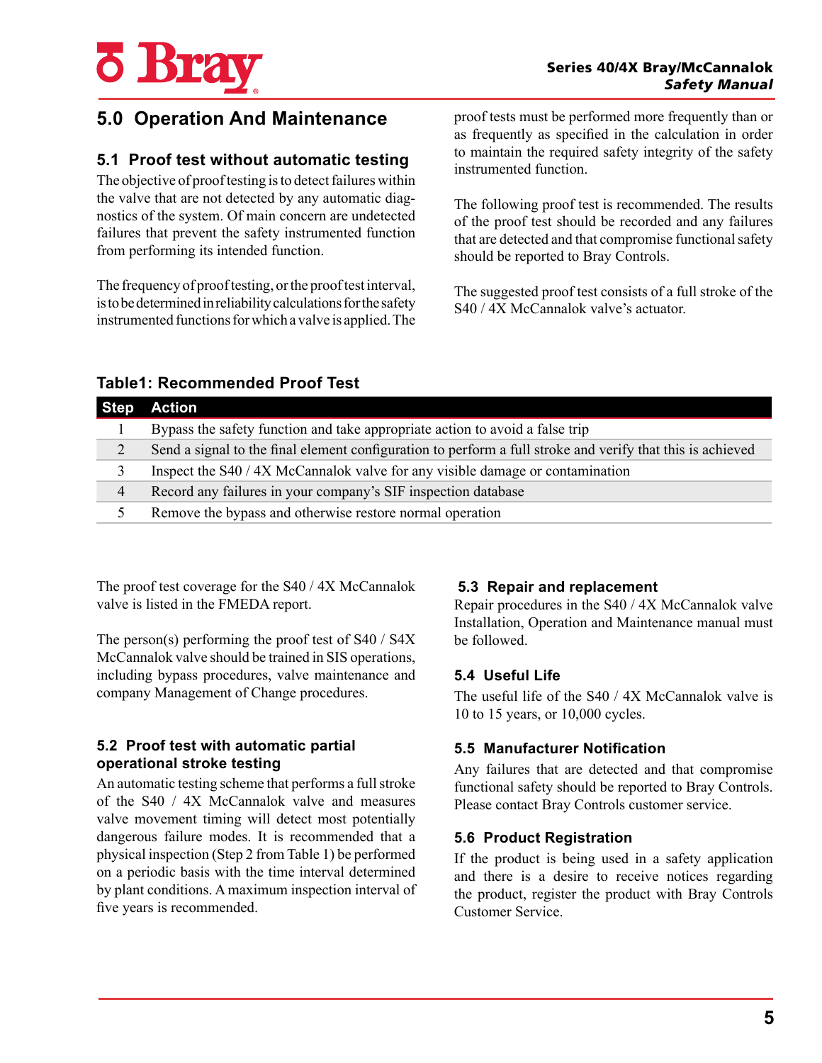## 5.0 Operation And Maintenance

### 5.1 Proof test without automatic testing

The objective of proof testing is to detect failures within the valve that are not detected by any automatic diagnostics of the system. Of main concern are undetected failures that prevent the safety instrumented function from performing its intended function.

The frequency of proof testing, or the proof test interval, is to be determined in reliability calculations for the safety instrumented functions for which a valve is applied. The proof tests must be performed more frequently than or as frequently as specified in the calculation in order to maintain the required safety integrity of the safety instrumented function.

The following proof test is recommended. The results of the proof test should be recorded and any failures that are detected and that compromise functional safety should be reported to Bray Controls.

The suggested proof test consists of a full stroke of the S40 / 4X McCannalok valve's actuator.

**Table1: Recommended Proof Test**

| Step | Action |
|---|---|
| 1 | Bypass the safety function and take appropriate action to avoid a false trip |
| 2 | Send a signal to the final element configuration to perform a full stroke and verify that this is achieved |
| 3 | Inspect the S40 / 4X McCannalok valve for any visible damage or contamination |
| 4 | Record any failures in your company's SIF inspection database |
| 5 | Remove the bypass and otherwise restore normal operation |

The proof test coverage for the S40 / 4X McCannalok valve is listed in the FMEDA report.

The person(s) performing the proof test of S40 / S4X McCannalok valve should be trained in SIS operations, including bypass procedures, valve maintenance and company Management of Change procedures.

### 5.2 Proof test with automatic partial operational stroke testing

An automatic testing scheme that performs a full stroke of the S40 / 4X McCannalok valve and measures valve movement timing will detect most potentially dangerous failure modes. It is recommended that a physical inspection (Step 2 from Table 1) be performed on a periodic basis with the time interval determined by plant conditions. A maximum inspection interval of five years is recommended.

### 5.3 Repair and replacement

Repair procedures in the S40 / 4X McCannalok valve Installation, Operation and Maintenance manual must be followed.

### 5.4 Useful Life

The useful life of the S40 / 4X McCannalok valve is 10 to 15 years, or 10,000 cycles.

### 5.5 Manufacturer Notification

Any failures that are detected and that compromise functional safety should be reported to Bray Controls. Please contact Bray Controls customer service.

### 5.6 Product Registration

If the product is being used in a safety application and there is a desire to receive notices regarding the product, register the product with Bray Controls Customer Service.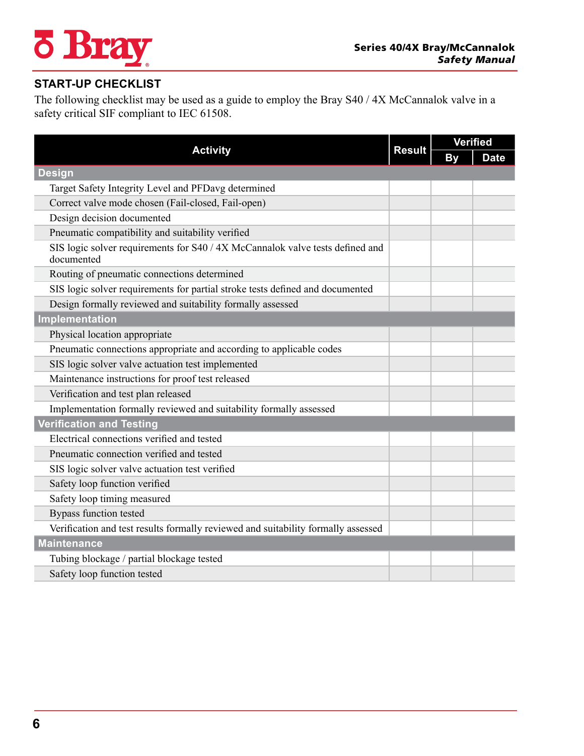## START-UP CHECKLIST

The following checklist may be used as a guide to employ the Bray S40 / 4X McCannalok valve in a safety critical SIF compliant to IEC 61508.

| Activity | Result | Verified | |
|---|---|---|---|
| | | By | Date |
| **Design** | | | |
| Target Safety Integrity Level and PFDavg determined | | | |
| Correct valve mode chosen (Fail-closed, Fail-open) | | | |
| Design decision documented | | | |
| Pneumatic compatibility and suitability verified | | | |
| SIS logic solver requirements for S40 / 4X McCannalok valve tests defined and documented | | | |
| Routing of pneumatic connections determined | | | |
| SIS logic solver requirements for partial stroke tests defined and documented | | | |
| Design formally reviewed and suitability formally assessed | | | |
| **Implementation** | | | |
| Physical location appropriate | | | |
| Pneumatic connections appropriate and according to applicable codes | | | |
| SIS logic solver valve actuation test implemented | | | |
| Maintenance instructions for proof test released | | | |
| Verification and test plan released | | | |
| Implementation formally reviewed and suitability formally assessed | | | |
| **Verification and Testing** | | | |
| Electrical connections verified and tested | | | |
| Pneumatic connection verified and tested | | | |
| SIS logic solver valve actuation test verified | | | |
| Safety loop function verified | | | |
| Safety loop timing measured | | | |
| Bypass function tested | | | |
| Verification and test results formally reviewed and suitability formally assessed | | | |
| **Maintenance** | | | |
| Tubing blockage / partial blockage tested | | | |
| Safety loop function tested | | | |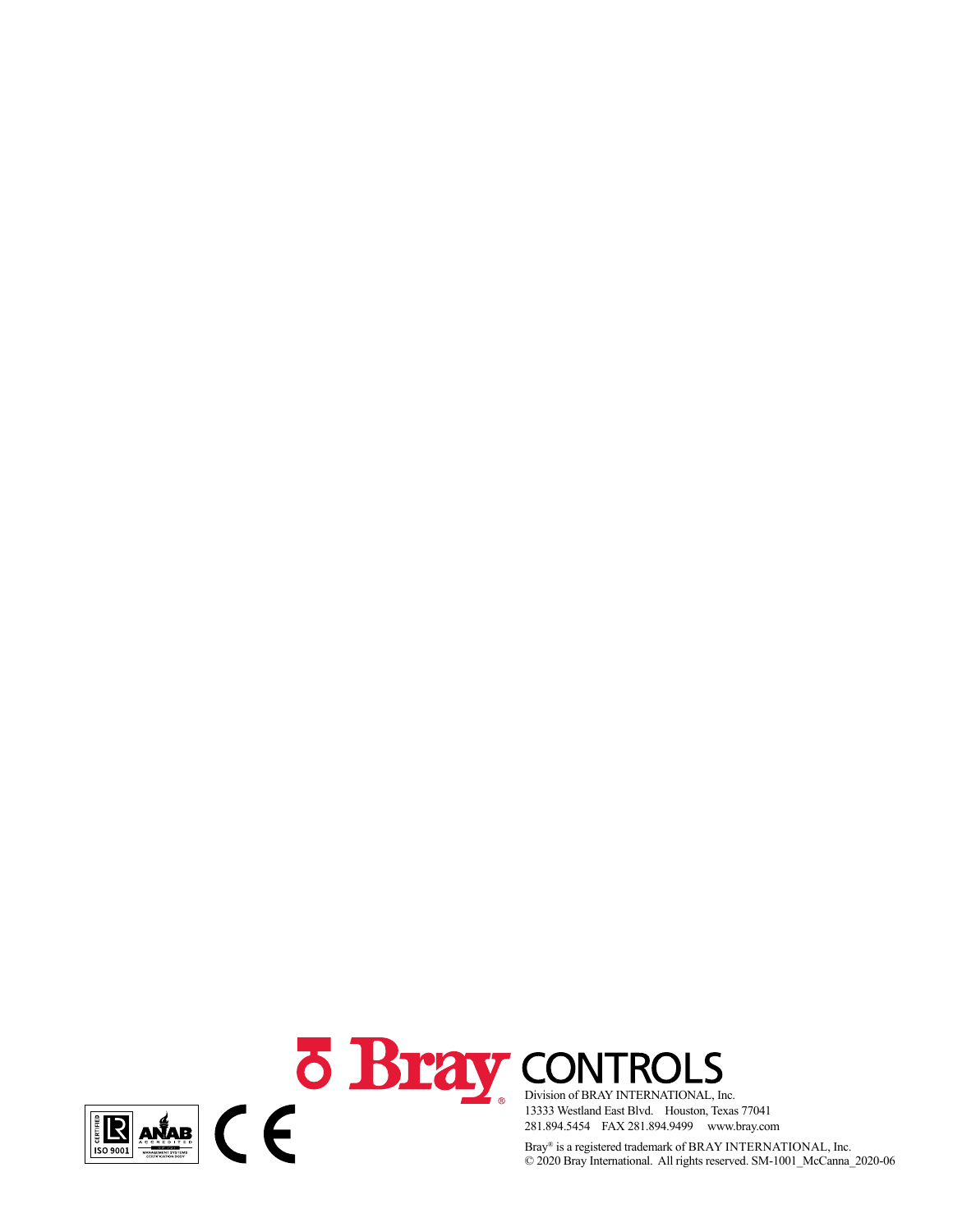Bray® CONTROLS

Division of BRAY INTERNATIONAL, Inc.
13333 Westland East Blvd. Houston, Texas 77041
281.894.5454 FAX 281.894.9499 www.bray.com

Bray® is a registered trademark of BRAY INTERNATIONAL, Inc.
© 2020 Bray International. All rights reserved. SM-1001_McCanna_2020-06